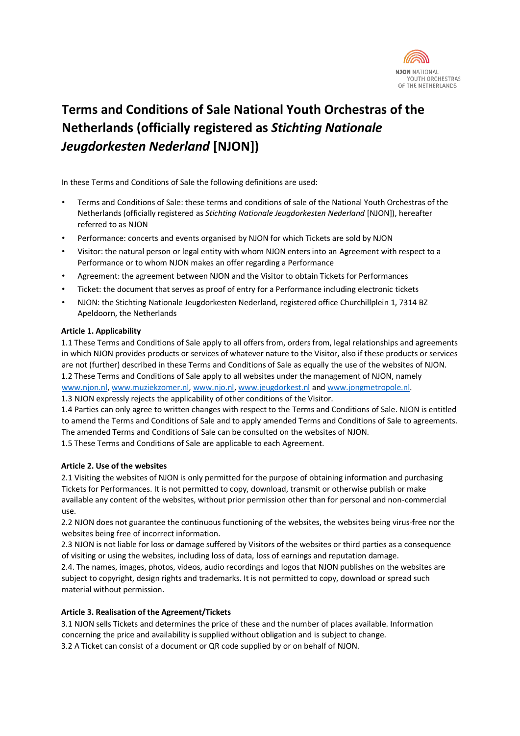# Terms and Conditions of Sale National Youth Orchestras of the Netherlands (officially registered as *Stichting Nationale Jeugdorkesten Nederland* [NJON])

In these Terms and Conditions of Sale the following definitions are used:

- Terms and Conditions of Sale: these terms and conditions of sale of the National Youth Orchestras of the Netherlands (officially registered as *Stichting Nationale Jeugdorkesten Nederland* [NJON]), hereafter referred to as NJON
- Performance: concerts and events organised by NJON for which Tickets are sold by NJON
- Visitor: the natural person or legal entity with whom NJON enters into an Agreement with respect to a Performance or to whom NJON makes an offer regarding a Performance
- Agreement: the agreement between NJON and the Visitor to obtain Tickets for Performances
- Ticket: the document that serves as proof of entry for a Performance including electronic tickets
- NJON: the Stichting Nationale Jeugdorkesten Nederland, registered office Churchillplein 1, 7314 BZ Apeldoorn, the Netherlands

**Article 1. Applicability**

1.1 These Terms and Conditions of Sale apply to all offers from, orders from, legal relationships and agreements in which NJON provides products or services of whatever nature to the Visitor, also if these products or services are not (further) described in these Terms and Conditions of Sale as equally the use of the websites of NJON.
1.2 These Terms and Conditions of Sale apply to all websites under the management of NJON, namely www.njon.nl, www.muziekzomer.nl, www.njo.nl, www.jeugdorkest.nl and www.jongmetropole.nl.
1.3 NJON expressly rejects the applicability of other conditions of the Visitor.
1.4 Parties can only agree to written changes with respect to the Terms and Conditions of Sale. NJON is entitled to amend the Terms and Conditions of Sale and to apply amended Terms and Conditions of Sale to agreements. The amended Terms and Conditions of Sale can be consulted on the websites of NJON.
1.5 These Terms and Conditions of Sale are applicable to each Agreement.

**Article 2. Use of the websites**

2.1 Visiting the websites of NJON is only permitted for the purpose of obtaining information and purchasing Tickets for Performances. It is not permitted to copy, download, transmit or otherwise publish or make available any content of the websites, without prior permission other than for personal and non-commercial use.
2.2 NJON does not guarantee the continuous functioning of the websites, the websites being virus-free nor the websites being free of incorrect information.
2.3 NJON is not liable for loss or damage suffered by Visitors of the websites or third parties as a consequence of visiting or using the websites, including loss of data, loss of earnings and reputation damage.
2.4. The names, images, photos, videos, audio recordings and logos that NJON publishes on the websites are subject to copyright, design rights and trademarks. It is not permitted to copy, download or spread such material without permission.

**Article 3. Realisation of the Agreement/Tickets**

3.1 NJON sells Tickets and determines the price of these and the number of places available. Information concerning the price and availability is supplied without obligation and is subject to change.
3.2 A Ticket can consist of a document or QR code supplied by or on behalf of NJON.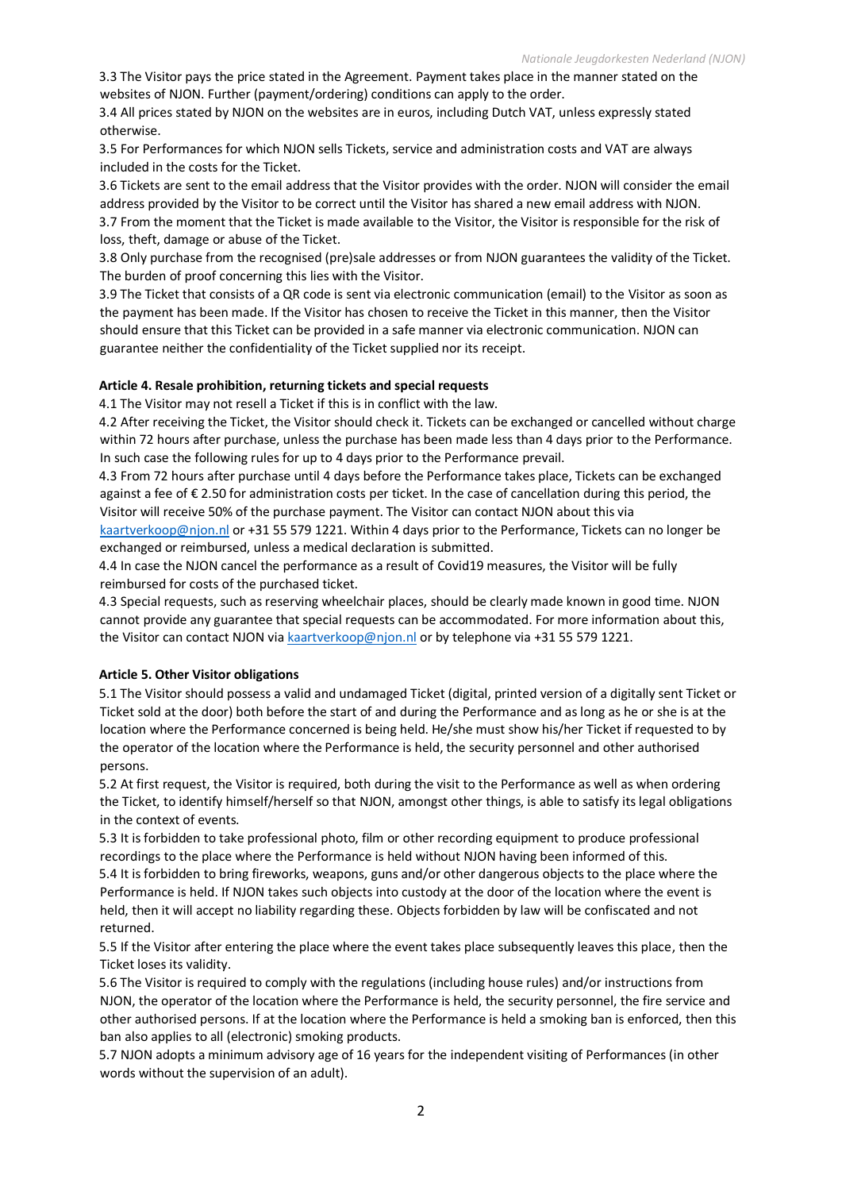3.3 The Visitor pays the price stated in the Agreement. Payment takes place in the manner stated on the websites of NJON. Further (payment/ordering) conditions can apply to the order.
3.4 All prices stated by NJON on the websites are in euros, including Dutch VAT, unless expressly stated otherwise.
3.5 For Performances for which NJON sells Tickets, service and administration costs and VAT are always included in the costs for the Ticket.
3.6 Tickets are sent to the email address that the Visitor provides with the order. NJON will consider the email address provided by the Visitor to be correct until the Visitor has shared a new email address with NJON.
3.7 From the moment that the Ticket is made available to the Visitor, the Visitor is responsible for the risk of loss, theft, damage or abuse of the Ticket.
3.8 Only purchase from the recognised (pre)sale addresses or from NJON guarantees the validity of the Ticket. The burden of proof concerning this lies with the Visitor.
3.9 The Ticket that consists of a QR code is sent via electronic communication (email) to the Visitor as soon as the payment has been made. If the Visitor has chosen to receive the Ticket in this manner, then the Visitor should ensure that this Ticket can be provided in a safe manner via electronic communication. NJON can guarantee neither the confidentiality of the Ticket supplied nor its receipt.

**Article 4. Resale prohibition, returning tickets and special requests**

4.1 The Visitor may not resell a Ticket if this is in conflict with the law.
4.2 After receiving the Ticket, the Visitor should check it. Tickets can be exchanged or cancelled without charge within 72 hours after purchase, unless the purchase has been made less than 4 days prior to the Performance. In such case the following rules for up to 4 days prior to the Performance prevail.
4.3 From 72 hours after purchase until 4 days before the Performance takes place, Tickets can be exchanged against a fee of € 2.50 for administration costs per ticket. In the case of cancellation during this period, the Visitor will receive 50% of the purchase payment. The Visitor can contact NJON about this via kaartverkoop@njon.nl or +31 55 579 1221. Within 4 days prior to the Performance, Tickets can no longer be exchanged or reimbursed, unless a medical declaration is submitted.
4.4 In case the NJON cancel the performance as a result of Covid19 measures, the Visitor will be fully reimbursed for costs of the purchased ticket.
4.3 Special requests, such as reserving wheelchair places, should be clearly made known in good time. NJON cannot provide any guarantee that special requests can be accommodated. For more information about this, the Visitor can contact NJON via kaartverkoop@njon.nl or by telephone via +31 55 579 1221.

**Article 5. Other Visitor obligations**

5.1 The Visitor should possess a valid and undamaged Ticket (digital, printed version of a digitally sent Ticket or Ticket sold at the door) both before the start of and during the Performance and as long as he or she is at the location where the Performance concerned is being held. He/she must show his/her Ticket if requested to by the operator of the location where the Performance is held, the security personnel and other authorised persons.
5.2 At first request, the Visitor is required, both during the visit to the Performance as well as when ordering the Ticket, to identify himself/herself so that NJON, amongst other things, is able to satisfy its legal obligations in the context of events.
5.3 It is forbidden to take professional photo, film or other recording equipment to produce professional recordings to the place where the Performance is held without NJON having been informed of this.
5.4 It is forbidden to bring fireworks, weapons, guns and/or other dangerous objects to the place where the Performance is held. If NJON takes such objects into custody at the door of the location where the event is held, then it will accept no liability regarding these. Objects forbidden by law will be confiscated and not returned.
5.5 If the Visitor after entering the place where the event takes place subsequently leaves this place, then the Ticket loses its validity.
5.6 The Visitor is required to comply with the regulations (including house rules) and/or instructions from NJON, the operator of the location where the Performance is held, the security personnel, the fire service and other authorised persons. If at the location where the Performance is held a smoking ban is enforced, then this ban also applies to all (electronic) smoking products.
5.7 NJON adopts a minimum advisory age of 16 years for the independent visiting of Performances (in other words without the supervision of an adult).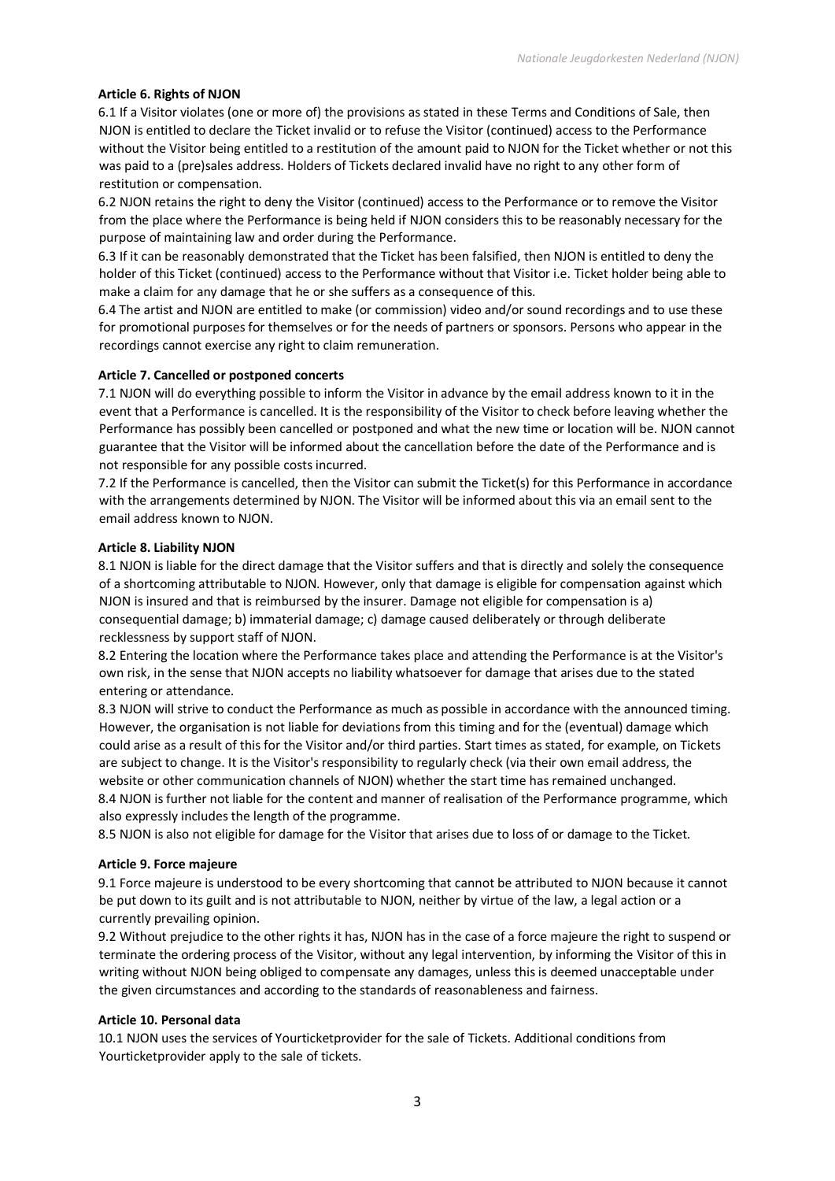**Article 6. Rights of NJON**

6.1 If a Visitor violates (one or more of) the provisions as stated in these Terms and Conditions of Sale, then NJON is entitled to declare the Ticket invalid or to refuse the Visitor (continued) access to the Performance without the Visitor being entitled to a restitution of the amount paid to NJON for the Ticket whether or not this was paid to a (pre)sales address. Holders of Tickets declared invalid have no right to any other form of restitution or compensation.

6.2 NJON retains the right to deny the Visitor (continued) access to the Performance or to remove the Visitor from the place where the Performance is being held if NJON considers this to be reasonably necessary for the purpose of maintaining law and order during the Performance.

6.3 If it can be reasonably demonstrated that the Ticket has been falsified, then NJON is entitled to deny the holder of this Ticket (continued) access to the Performance without that Visitor i.e. Ticket holder being able to make a claim for any damage that he or she suffers as a consequence of this.

6.4 The artist and NJON are entitled to make (or commission) video and/or sound recordings and to use these for promotional purposes for themselves or for the needs of partners or sponsors. Persons who appear in the recordings cannot exercise any right to claim remuneration.

**Article 7. Cancelled or postponed concerts**

7.1 NJON will do everything possible to inform the Visitor in advance by the email address known to it in the event that a Performance is cancelled. It is the responsibility of the Visitor to check before leaving whether the Performance has possibly been cancelled or postponed and what the new time or location will be. NJON cannot guarantee that the Visitor will be informed about the cancellation before the date of the Performance and is not responsible for any possible costs incurred.

7.2 If the Performance is cancelled, then the Visitor can submit the Ticket(s) for this Performance in accordance with the arrangements determined by NJON. The Visitor will be informed about this via an email sent to the email address known to NJON.

**Article 8. Liability NJON**

8.1 NJON is liable for the direct damage that the Visitor suffers and that is directly and solely the consequence of a shortcoming attributable to NJON. However, only that damage is eligible for compensation against which NJON is insured and that is reimbursed by the insurer. Damage not eligible for compensation is a) consequential damage; b) immaterial damage; c) damage caused deliberately or through deliberate recklessness by support staff of NJON.

8.2 Entering the location where the Performance takes place and attending the Performance is at the Visitor's own risk, in the sense that NJON accepts no liability whatsoever for damage that arises due to the stated entering or attendance.

8.3 NJON will strive to conduct the Performance as much as possible in accordance with the announced timing. However, the organisation is not liable for deviations from this timing and for the (eventual) damage which could arise as a result of this for the Visitor and/or third parties. Start times as stated, for example, on Tickets are subject to change. It is the Visitor's responsibility to regularly check (via their own email address, the website or other communication channels of NJON) whether the start time has remained unchanged.

8.4 NJON is further not liable for the content and manner of realisation of the Performance programme, which also expressly includes the length of the programme.

8.5 NJON is also not eligible for damage for the Visitor that arises due to loss of or damage to the Ticket.

**Article 9. Force majeure**

9.1 Force majeure is understood to be every shortcoming that cannot be attributed to NJON because it cannot be put down to its guilt and is not attributable to NJON, neither by virtue of the law, a legal action or a currently prevailing opinion.

9.2 Without prejudice to the other rights it has, NJON has in the case of a force majeure the right to suspend or terminate the ordering process of the Visitor, without any legal intervention, by informing the Visitor of this in writing without NJON being obliged to compensate any damages, unless this is deemed unacceptable under the given circumstances and according to the standards of reasonableness and fairness.

**Article 10. Personal data**

10.1 NJON uses the services of Yourticketprovider for the sale of Tickets. Additional conditions from Yourticketprovider apply to the sale of tickets.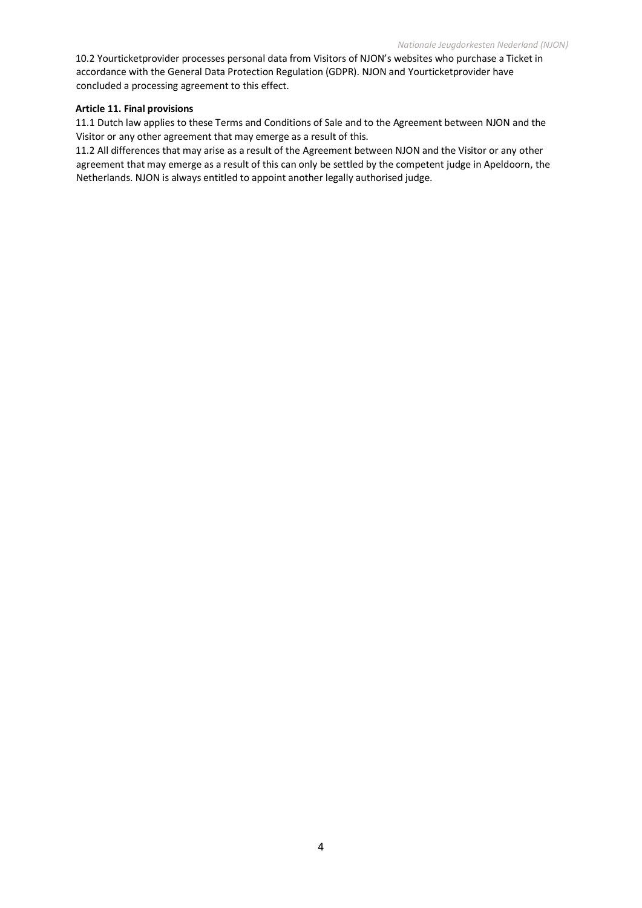10.2 Yourticketprovider processes personal data from Visitors of NJON's websites who purchase a Ticket in accordance with the General Data Protection Regulation (GDPR). NJON and Yourticketprovider have concluded a processing agreement to this effect.

**Article 11. Final provisions**

11.1 Dutch law applies to these Terms and Conditions of Sale and to the Agreement between NJON and the Visitor or any other agreement that may emerge as a result of this.

11.2 All differences that may arise as a result of the Agreement between NJON and the Visitor or any other agreement that may emerge as a result of this can only be settled by the competent judge in Apeldoorn, the Netherlands. NJON is always entitled to appoint another legally authorised judge.